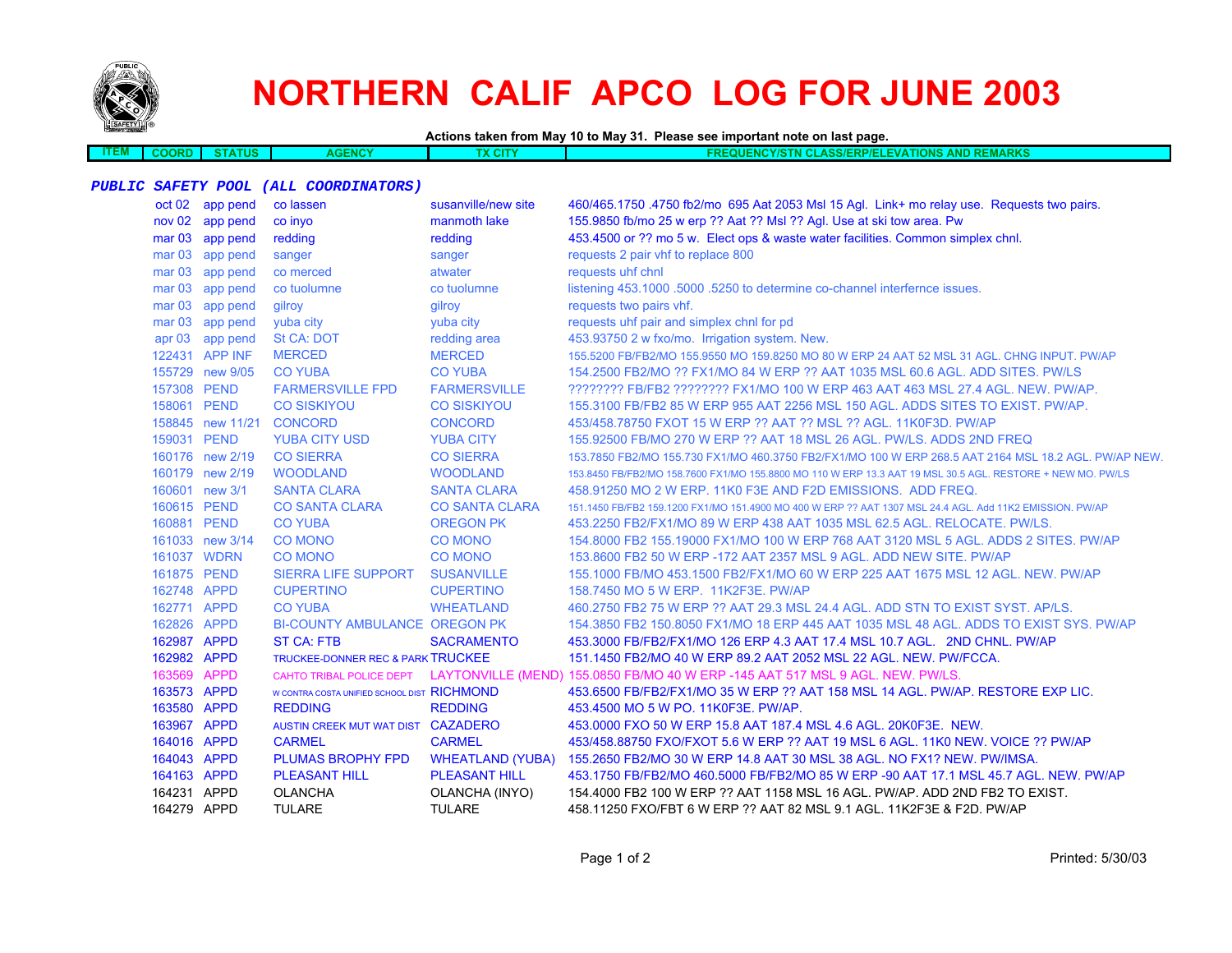# NORTHERN CALIF APCO LOG FOR JUNE 2003

**Actions taken from May 10 to May 31. Please see important note on last page.**

| ITEM | COORD | STATUS | AGENCY | TX CITY | FREQUENCY/STN CLASS/ERP/ELEVATIONS AND REMARKS |
|---|---|---|---|---|---|

***PUBLIC SAFETY POOL (ALL COORDINATORS)***

| ITEM | COORD | STATUS | AGENCY | TX CITY | FREQUENCY/STN CLASS/ERP/ELEVATIONS AND REMARKS |
|---|---|---|---|---|---|
| | oct 02 | app pend | co lassen | susanville/new site | 460/465.1750 .4750 fb2/mo 695 Aat 2053 Msl 15 Agl. Link+ mo relay use. Requests two pairs. |
| | nov 02 | app pend | co inyo | manmoth lake | 155.9850 fb/mo 25 w erp ?? Aat ?? Msl ?? Agl. Use at ski tow area. Pw |
| | mar 03 | app pend | redding | redding | 453.4500 or ?? mo 5 w. Elect ops & waste water facilities. Common simplex chnl. |
| | mar 03 | app pend | sanger | sanger | requests 2 pair vhf to replace 800 |
| | mar 03 | app pend | co merced | atwater | requests uhf chnl |
| | mar 03 | app pend | co tuolumne | co tuolumne | listening 453.1000 .5000 .5250 to determine co-channel interfernce issues. |
| | mar 03 | app pend | gilroy | gilroy | requests two pairs vhf. |
| | mar 03 | app pend | yuba city | yuba city | requests uhf pair and simplex chnl for pd |
| | apr 03 | app pend | St CA: DOT | redding area | 453.93750 2 w fxo/mo. Irrigation system. New. |
| | 122431 | APP INF | MERCED | MERCED | 155.5200 FB/FB2/MO 155.9550 MO 159.8250 MO 80 W ERP 24 AAT 52 MSL 31 AGL. CHNG INPUT. PW/AP |
| | 155729 | new 9/05 | CO YUBA | CO YUBA | 154.2500 FB2/MO ?? FX1/MO 84 W ERP ?? AAT 1035 MSL 60.6 AGL. ADD SITES. PW/LS |
| | 157308 | PEND | FARMERSVILLE FPD | FARMERSVILLE | ???????? FB/FB2 ???????? FX1/MO 100 W ERP 463 AAT 463 MSL 27.4 AGL. NEW. PW/AP. |
| | 158061 | PEND | CO SISKIYOU | CO SISKIYOU | 155.3100 FB/FB2 85 W ERP 955 AAT 2256 MSL 150 AGL. ADDS SITES TO EXIST. PW/AP. |
| | 158845 | new 11/21 | CONCORD | CONCORD | 453/458.78750 FXOT 15 W ERP ?? AAT ?? MSL ?? AGL. 11K0F3D. PW/AP |
| | 159031 | PEND | YUBA CITY USD | YUBA CITY | 155.92500 FB/MO 270 W ERP ?? AAT 18 MSL 26 AGL. PW/LS. ADDS 2ND FREQ |
| | 160176 | new 2/19 | CO SIERRA | CO SIERRA | 153.7850 FB2/MO 155.730 FX1/MO 460.3750 FB2/FX1/MO 100 W ERP 268.5 AAT 2164 MSL 18.2 AGL. PW/AP NEW. |
| | 160179 | new 2/19 | WOODLAND | WOODLAND | 153.8450 FB/FB2/MO 158.7600 FX1/MO 155.8800 MO 110 W ERP 13.3 AAT 19 MSL 30.5 AGL. RESTORE + NEW MO. PW/LS |
| | 160601 | new 3/1 | SANTA CLARA | SANTA CLARA | 458.91250 MO 2 W ERP. 11K0 F3E AND F2D EMISSIONS. ADD FREQ. |
| | 160615 | PEND | CO SANTA CLARA | CO SANTA CLARA | 151.1450 FB/FB2 159.1200 FX1/MO 151.4900 MO 400 W ERP ?? AAT 1307 MSL 24.4 AGL. Add 11K2 EMISSION. PW/AP |
| | 160881 | PEND | CO YUBA | OREGON PK | 453.2250 FB2/FX1/MO 89 W ERP 438 AAT 1035 MSL 62.5 AGL. RELOCATE. PW/LS. |
| | 161033 | new 3/14 | CO MONO | CO MONO | 154.8000 FB2 155.19000 FX1/MO 100 W ERP 768 AAT 3120 MSL 5 AGL. ADDS 2 SITES. PW/AP |
| | 161037 | WDRN | CO MONO | CO MONO | 153.8600 FB2 50 W ERP -172 AAT 2357 MSL 9 AGL. ADD NEW SITE. PW/AP |
| | 161875 | PEND | SIERRA LIFE SUPPORT | SUSANVILLE | 155.1000 FB/MO 453.1500 FB2/FX1/MO 60 W ERP 225 AAT 1675 MSL 12 AGL. NEW. PW/AP |
| | 162748 | APPD | CUPERTINO | CUPERTINO | 158.7450 MO 5 W ERP. 11K2F3E. PW/AP |
| | 162771 | APPD | CO YUBA | WHEATLAND | 460.2750 FB2 75 W ERP ?? AAT 29.3 MSL 24.4 AGL. ADD STN TO EXIST SYST. AP/LS. |
| | 162826 | APPD | BI-COUNTY AMBULANCE | OREGON PK | 154.3850 FB2 150.8050 FX1/MO 18 ERP 445 AAT 1035 MSL 48 AGL. ADDS TO EXIST SYS. PW/AP |
| | 162987 | APPD | ST CA: FTB | SACRAMENTO | 453.3000 FB/FB2/FX1/MO 126 ERP 4.3 AAT 17.4 MSL 10.7 AGL. 2ND CHNL. PW/AP |
| | 162982 | APPD | TRUCKEE-DONNER REC & PARK | TRUCKEE | 151.1450 FB2/MO 40 W ERP 89.2 AAT 2052 MSL 22 AGL. NEW. PW/FCCA. |
| | 163569 | APPD | CAHTO TRIBAL POLICE DEPT | LAYTONVILLE (MEND) | 155.0850 FB/MO 40 W ERP -145 AAT 517 MSL 9 AGL. NEW. PW/LS. |
| | 163573 | APPD | W CONTRA COSTA UNIFIED SCHOOL DIST | RICHMOND | 453.6500 FB/FB2/FX1/MO 35 W ERP ?? AAT 158 MSL 14 AGL. PW/AP. RESTORE EXP LIC. |
| | 163580 | APPD | REDDING | REDDING | 453.4500 MO 5 W PO. 11K0F3E. PW/AP. |
| | 163967 | APPD | AUSTIN CREEK MUT WAT DIST | CAZADERO | 453.0000 FXO 50 W ERP 15.8 AAT 187.4 MSL 4.6 AGL. 20K0F3E. NEW. |
| | 164016 | APPD | CARMEL | CARMEL | 453/458.88750 FXO/FXOT 5.6 W ERP ?? AAT 19 MSL 6 AGL. 11K0 NEW. VOICE ?? PW/AP |
| | 164043 | APPD | PLUMAS BROPHY FPD | WHEATLAND (YUBA) | 155.2650 FB2/MO 30 W ERP 14.8 AAT 30 MSL 38 AGL. NO FX1? NEW. PW/IMSA. |
| | 164163 | APPD | PLEASANT HILL | PLEASANT HILL | 453.1750 FB/FB2/MO 460.5000 FB/FB2/MO 85 W ERP -90 AAT 17.1 MSL 45.7 AGL. NEW. PW/AP |
| | 164231 | APPD | OLANCHA | OLANCHA (INYO) | 154.4000 FB2 100 W ERP ?? AAT 1158 MSL 16 AGL. PW/AP. ADD 2ND FB2 TO EXIST. |
| | 164279 | APPD | TULARE | TULARE | 458.11250 FXO/FBT 6 W ERP ?? AAT 82 MSL 9.1 AGL. 11K2F3E & F2D. PW/AP |

Printed: 5/30/03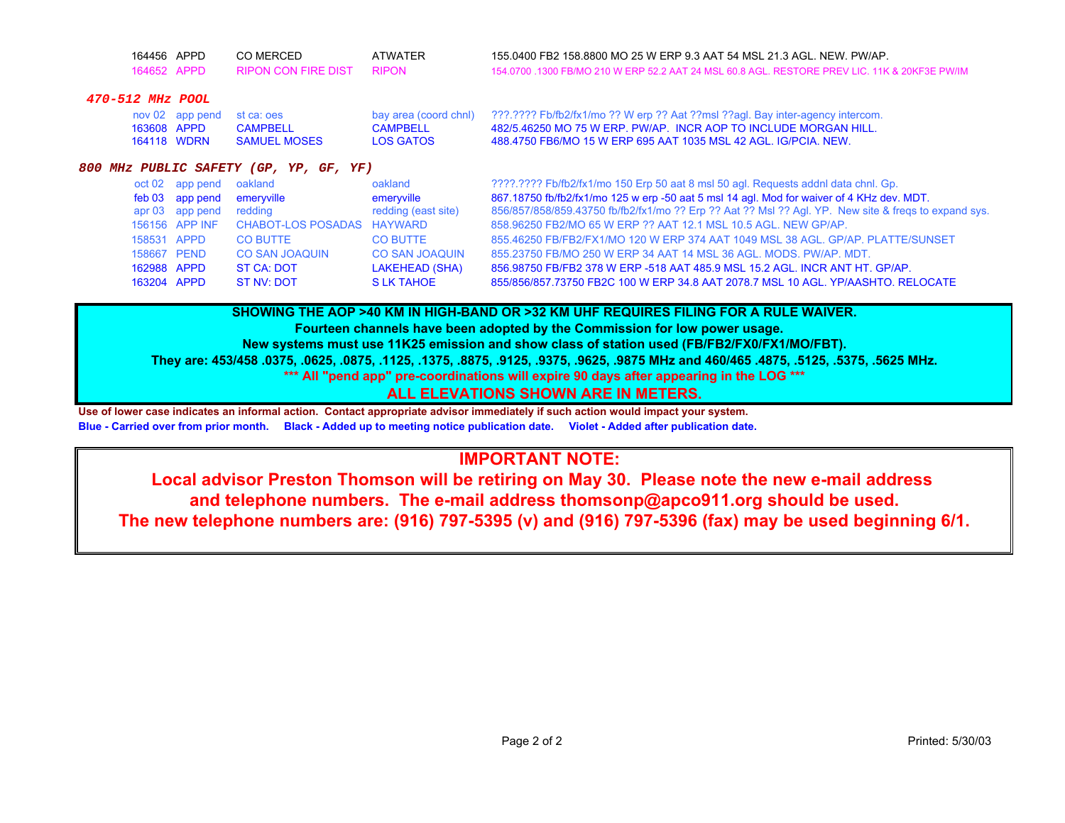| | | | | |
|---|---|---|---|---|
| 164456 | APPD | CO MERCED | ATWATER | 155.0400 FB2 158.8800 MO 25 W ERP 9.3 AAT 54 MSL 21.3 AGL. NEW. PW/AP. |
| 164652 | APPD | RIPON CON FIRE DIST | RIPON | 154.0700 .1300 FB/MO 210 W ERP 52.2 AAT 24 MSL 60.8 AGL. RESTORE PREV LIC. 11K & 20KF3E PW/IM |

### *470-512 MHz POOL*

| | | | | |
|---|---|---|---|---|
| nov 02 | app pend | st ca: oes | bay area (coord chnl) | ???.???? Fb/fb2/fx1/mo ?? W erp ?? Aat ??msl ??agl. Bay inter-agency intercom. |
| 163608 | APPD | CAMPBELL | CAMPBELL | 482/5.46250 MO 75 W ERP. PW/AP. INCR AOP TO INCLUDE MORGAN HILL. |
| 164118 | WDRN | SAMUEL MOSES | LOS GATOS | 488.4750 FB6/MO 15 W ERP 695 AAT 1035 MSL 42 AGL. IG/PCIA. NEW. |

### *800 MHz PUBLIC SAFETY (GP, YP, GF, YF)*

| | | | | |
|---|---|---|---|---|
| oct 02 | app pend | oakland | oakland | ????.???? Fb/fb2/fx1/mo 150 Erp 50 aat 8 msl 50 agl. Requests addnl data chnl. Gp. |
| feb 03 | app pend | emeryville | emeryville | 867.18750 fb/fb2/fx1/mo 125 w erp -50 aat 5 msl 14 agl. Mod for waiver of 4 KHz dev. MDT. |
| apr 03 | app pend | redding | redding (east site) | 856/857/858/859.43750 fb/fb2/fx1/mo ?? Erp ?? Aat ?? Msl ?? Agl. YP. New site & freqs to expand sys. |
| 156156 | APP INF | CHABOT-LOS POSADAS | HAYWARD | 858.96250 FB2/MO 65 W ERP ?? AAT 12.1 MSL 10.5 AGL. NEW GP/AP. |
| 158531 | APPD | CO BUTTE | CO BUTTE | 855.46250 FB/FB2/FX1/MO 120 W ERP 374 AAT 1049 MSL 38 AGL. GP/AP. PLATTE/SUNSET |
| 158667 | PEND | CO SAN JOAQUIN | CO SAN JOAQUIN | 855.23750 FB/MO 250 W ERP 34 AAT 14 MSL 36 AGL. MODS. PW/AP. MDT. |
| 162988 | APPD | ST CA: DOT | LAKEHEAD (SHA) | 856.98750 FB/FB2 378 W ERP -518 AAT 485.9 MSL 15.2 AGL. INCR ANT HT. GP/AP. |
| 163204 | APPD | ST NV: DOT | S LK TAHOE | 855/856/857.73750 FB2C 100 W ERP 34.8 AAT 2078.7 MSL 10 AGL. YP/AASHTO. RELOCATE |

**SHOWING THE AOP >40 KM IN HIGH-BAND OR >32 KM UHF REQUIRES FILING FOR A RULE WAIVER.**
**Fourteen channels have been adopted by the Commission for low power usage.**
**New systems must use 11K25 emission and show class of station used (FB/FB2/FX0/FX1/MO/FBT).**
**They are: 453/458 .0375, .0625, .0875, .1125, .1375, .8875, .9125, .9375, .9625, .9875 MHz and 460/465 .4875, .5125, .5375, .5625 MHz.**
**\*\*\* All "pend app" pre-coordinations will expire 90 days after appearing in the LOG \*\*\***
**ALL ELEVATIONS SHOWN ARE IN METERS.**

**Use of lower case indicates an informal action. Contact appropriate advisor immediately if such action would impact your system.**

**Blue - Carried over from prior month. Black - Added up to meeting notice publication date. Violet - Added after publication date.**

**IMPORTANT NOTE:**
**Local advisor Preston Thomson will be retiring on May 30. Please note the new e-mail address and telephone numbers. The e-mail address thomsonp@apco911.org should be used. The new telephone numbers are: (916) 797-5395 (v) and (916) 797-5396 (fax) may be used beginning 6/1.**

Printed: 5/30/03